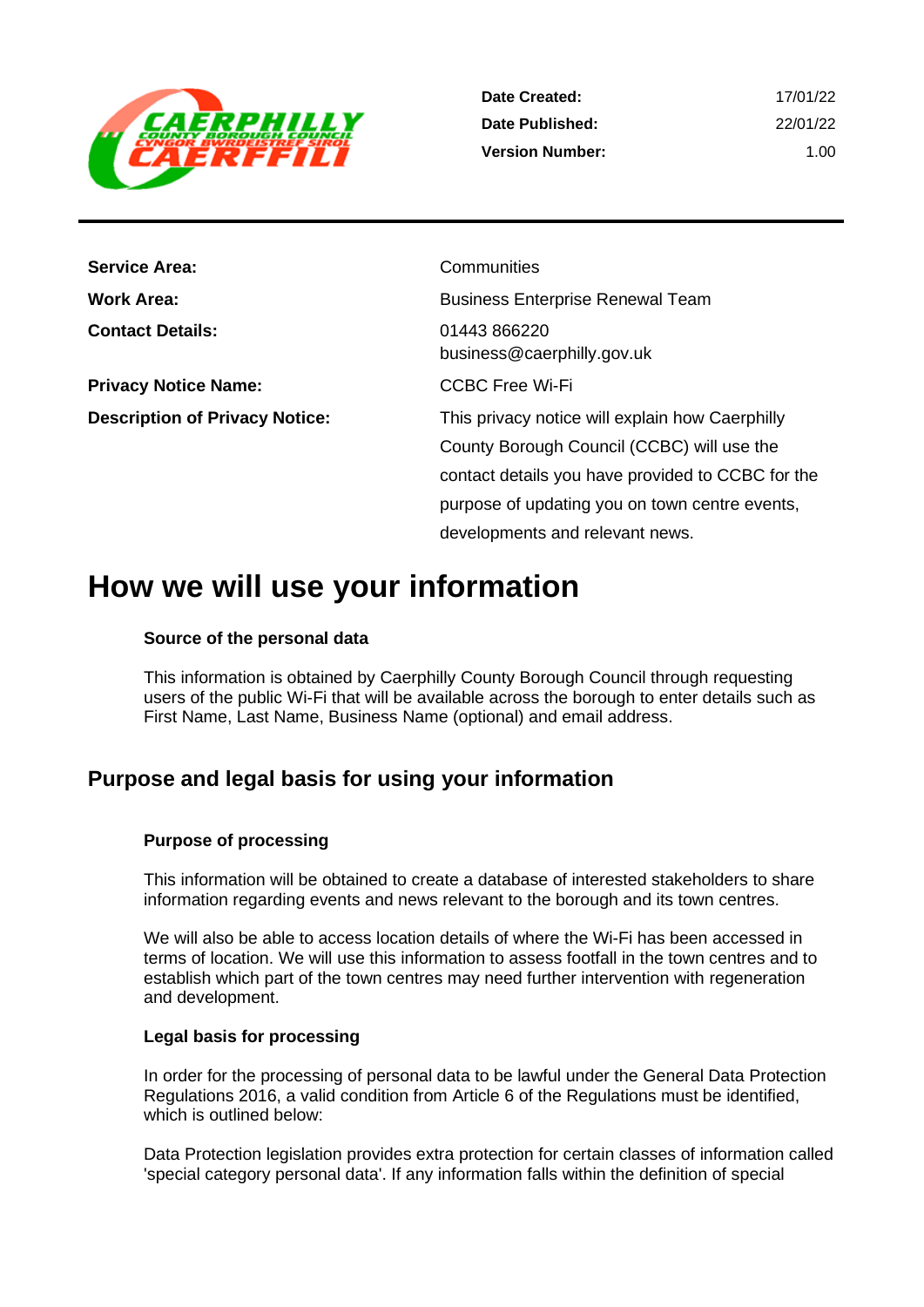| | |
|---|---|
| **Date Created:** | 17/01/22 |
| **Date Published:** | 22/01/22 |
| **Version Number:** | 1.00 |

| | |
|---|---|
| **Service Area:** | Communities |
| **Work Area:** | Business Enterprise Renewal Team |
| **Contact Details:** | 01443 866220<br>business@caerphilly.gov.uk |
| **Privacy Notice Name:** | CCBC Free Wi-Fi |
| **Description of Privacy Notice:** | This privacy notice will explain how Caerphilly County Borough Council (CCBC) will use the contact details you have provided to CCBC for the purpose of updating you on town centre events, developments and relevant news. |

# How we will use your information

### Source of the personal data

This information is obtained by Caerphilly County Borough Council through requesting users of the public Wi-Fi that will be available across the borough to enter details such as First Name, Last Name, Business Name (optional) and email address.

## Purpose and legal basis for using your information

### Purpose of processing

This information will be obtained to create a database of interested stakeholders to share information regarding events and news relevant to the borough and its town centres.

We will also be able to access location details of where the Wi-Fi has been accessed in terms of location. We will use this information to assess footfall in the town centres and to establish which part of the town centres may need further intervention with regeneration and development.

### Legal basis for processing

In order for the processing of personal data to be lawful under the General Data Protection Regulations 2016, a valid condition from Article 6 of the Regulations must be identified, which is outlined below:

Data Protection legislation provides extra protection for certain classes of information called 'special category personal data'. If any information falls within the definition of special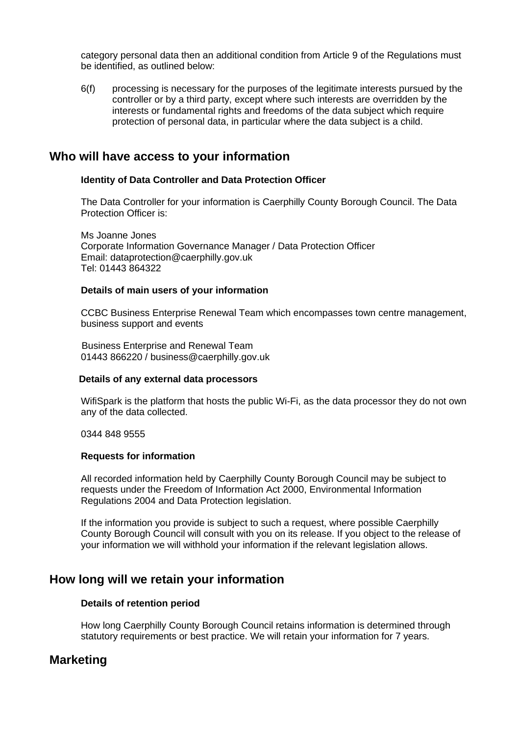category personal data then an additional condition from Article 9 of the Regulations must be identified, as outlined below:

6(f) processing is necessary for the purposes of the legitimate interests pursued by the controller or by a third party, except where such interests are overridden by the interests or fundamental rights and freedoms of the data subject which require protection of personal data, in particular where the data subject is a child.

## Who will have access to your information

**Identity of Data Controller and Data Protection Officer**

The Data Controller for your information is Caerphilly County Borough Council. The Data Protection Officer is:

Ms Joanne Jones
Corporate Information Governance Manager / Data Protection Officer
Email: dataprotection@caerphilly.gov.uk
Tel: 01443 864322

**Details of main users of your information**

CCBC Business Enterprise Renewal Team which encompasses town centre management, business support and events

Business Enterprise and Renewal Team
01443 866220 / business@caerphilly.gov.uk

**Details of any external data processors**

WifiSpark is the platform that hosts the public Wi-Fi, as the data processor they do not own any of the data collected.

0344 848 9555

**Requests for information**

All recorded information held by Caerphilly County Borough Council may be subject to requests under the Freedom of Information Act 2000, Environmental Information Regulations 2004 and Data Protection legislation.

If the information you provide is subject to such a request, where possible Caerphilly County Borough Council will consult with you on its release. If you object to the release of your information we will withhold your information if the relevant legislation allows.

## How long will we retain your information

**Details of retention period**

How long Caerphilly County Borough Council retains information is determined through statutory requirements or best practice. We will retain your information for 7 years.

## Marketing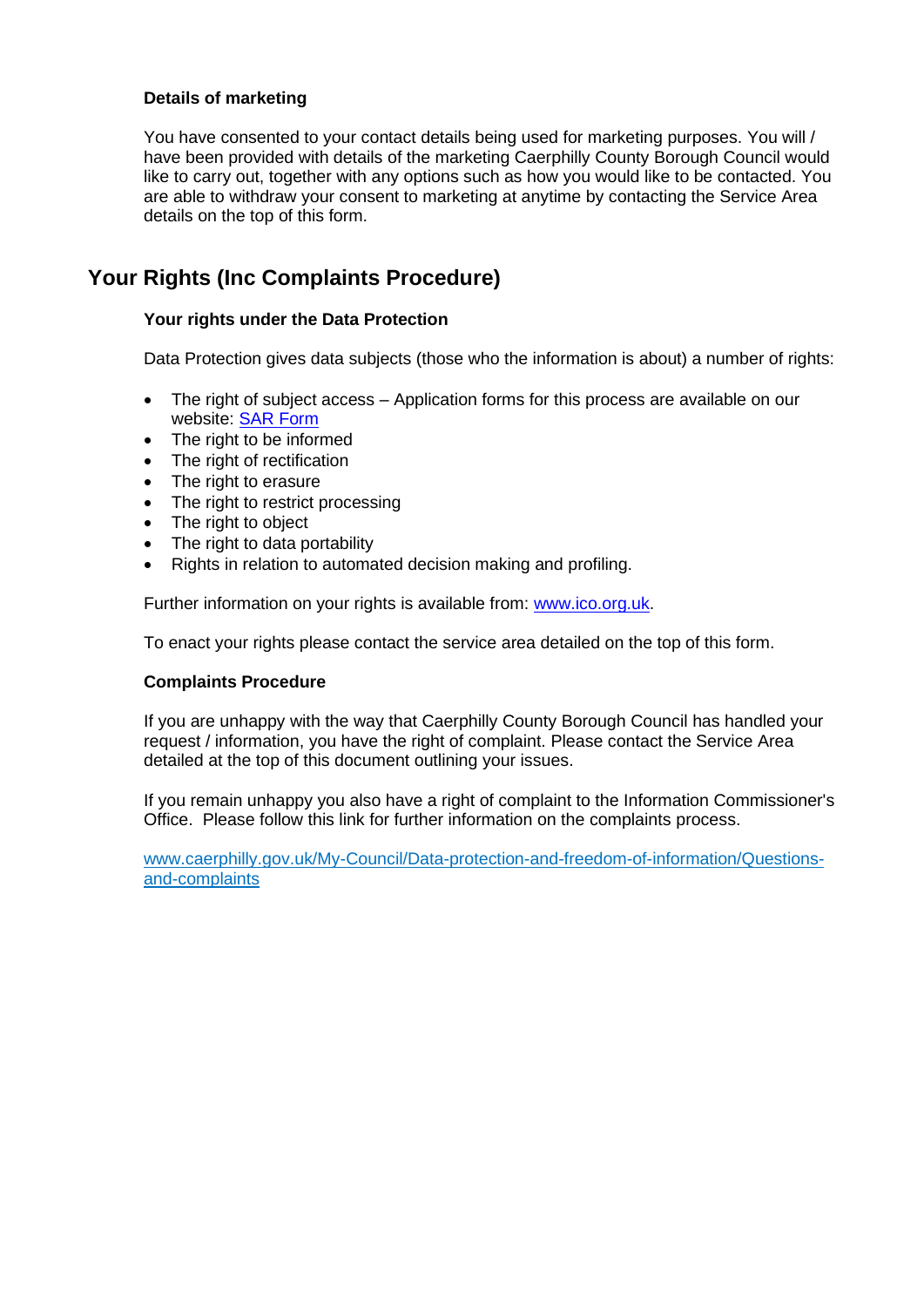### Details of marketing

You have consented to your contact details being used for marketing purposes. You will / have been provided with details of the marketing Caerphilly County Borough Council would like to carry out, together with any options such as how you would like to be contacted. You are able to withdraw your consent to marketing at anytime by contacting the Service Area details on the top of this form.

## Your Rights (Inc Complaints Procedure)

### Your rights under the Data Protection

Data Protection gives data subjects (those who the information is about) a number of rights:

- The right of subject access – Application forms for this process are available on our website: [SAR Form]
- The right to be informed
- The right of rectification
- The right to erasure
- The right to restrict processing
- The right to object
- The right to data portability
- Rights in relation to automated decision making and profiling.

Further information on your rights is available from: www.ico.org.uk.

To enact your rights please contact the service area detailed on the top of this form.

### Complaints Procedure

If you are unhappy with the way that Caerphilly County Borough Council has handled your request / information, you have the right of complaint. Please contact the Service Area detailed at the top of this document outlining your issues.

If you remain unhappy you also have a right of complaint to the Information Commissioner's Office. Please follow this link for further information on the complaints process.

www.caerphilly.gov.uk/My-Council/Data-protection-and-freedom-of-information/Questions-and-complaints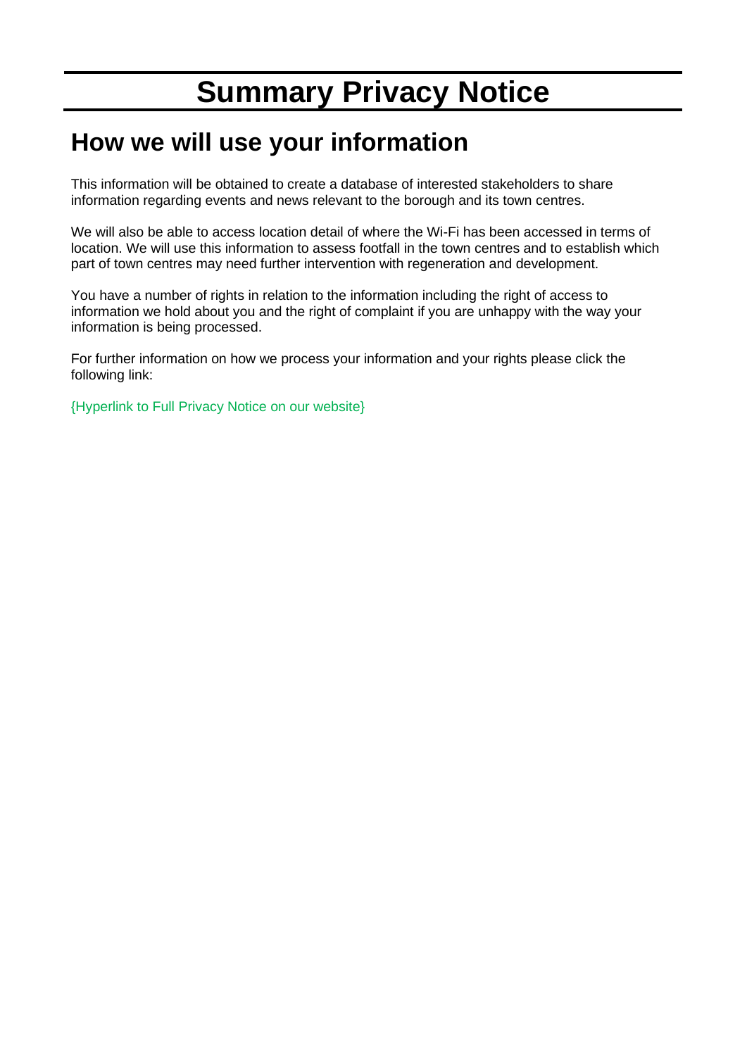# Summary Privacy Notice

## How we will use your information

This information will be obtained to create a database of interested stakeholders to share information regarding events and news relevant to the borough and its town centres.

We will also be able to access location detail of where the Wi-Fi has been accessed in terms of location. We will use this information to assess footfall in the town centres and to establish which part of town centres may need further intervention with regeneration and development.

You have a number of rights in relation to the information including the right of access to information we hold about you and the right of complaint if you are unhappy with the way your information is being processed.

For further information on how we process your information and your rights please click the following link:

{Hyperlink to Full Privacy Notice on our website}